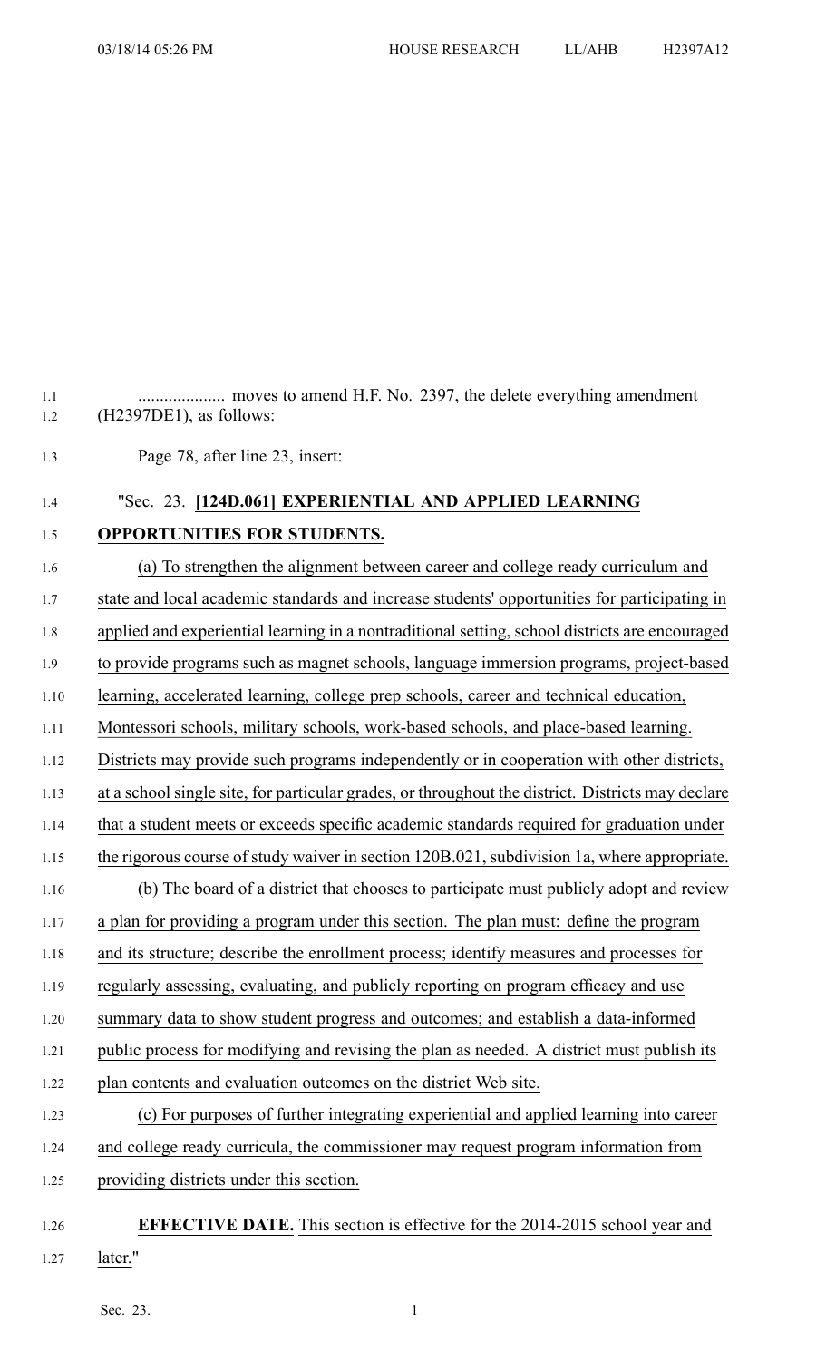.................... moves to amend H.F. No. 2397, the delete everything amendment (H2397DE1), as follows:

Page 78, after line 23, insert:

"Sec. 23. **[124D.061] EXPERIENTIAL AND APPLIED LEARNING OPPORTUNITIES FOR STUDENTS.**

(a) To strengthen the alignment between career and college ready curriculum and state and local academic standards and increase students' opportunities for participating in applied and experiential learning in a nontraditional setting, school districts are encouraged to provide programs such as magnet schools, language immersion programs, project-based learning, accelerated learning, college prep schools, career and technical education, Montessori schools, military schools, work-based schools, and place-based learning. Districts may provide such programs independently or in cooperation with other districts, at a school single site, for particular grades, or throughout the district. Districts may declare that a student meets or exceeds specific academic standards required for graduation under the rigorous course of study waiver in section 120B.021, subdivision 1a, where appropriate.

(b) The board of a district that chooses to participate must publicly adopt and review a plan for providing a program under this section. The plan must: define the program and its structure; describe the enrollment process; identify measures and processes for regularly assessing, evaluating, and publicly reporting on program efficacy and use summary data to show student progress and outcomes; and establish a data-informed public process for modifying and revising the plan as needed. A district must publish its plan contents and evaluation outcomes on the district Web site.

(c) For purposes of further integrating experiential and applied learning into career and college ready curricula, the commissioner may request program information from providing districts under this section.

**EFFECTIVE DATE.** This section is effective for the 2014-2015 school year and later."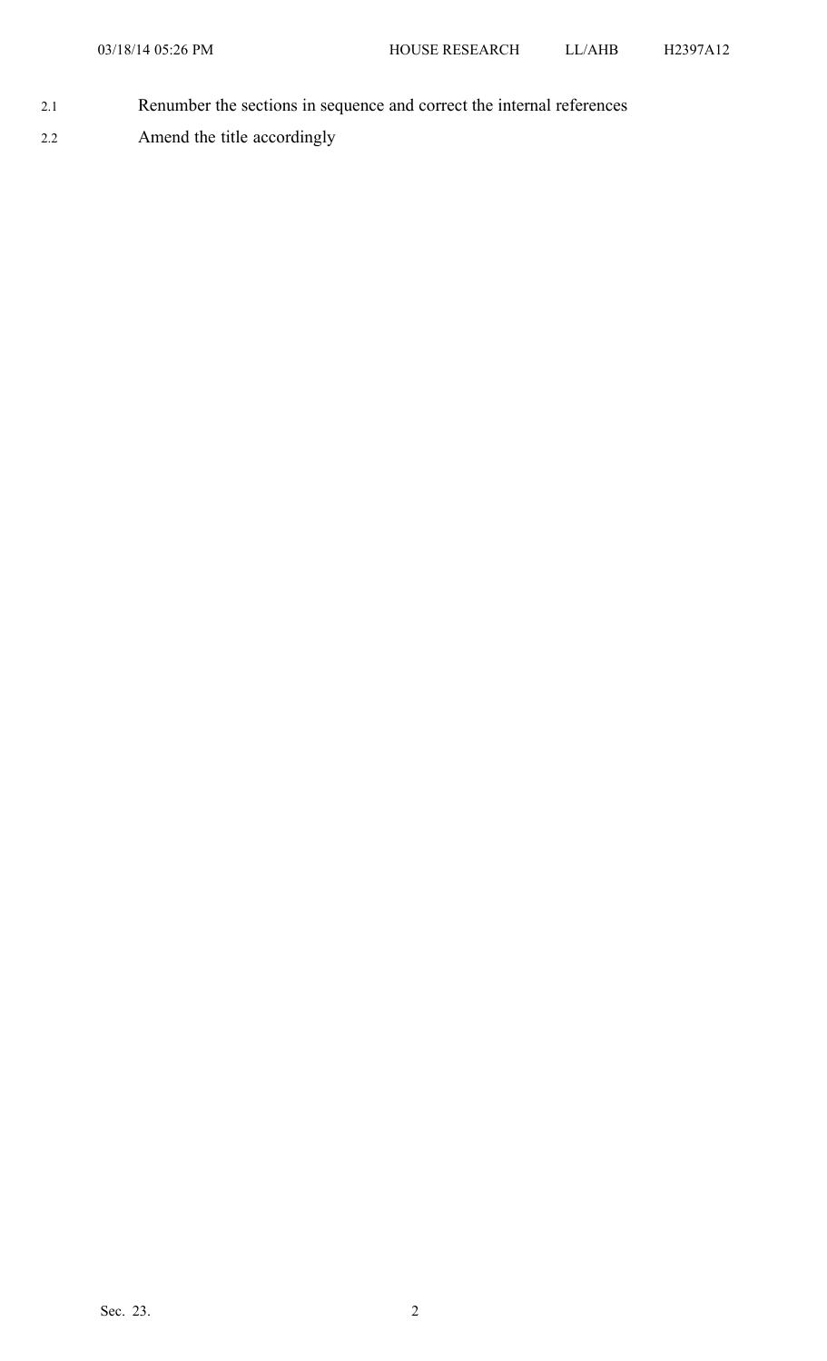Renumber the sections in sequence and correct the internal references

Amend the title accordingly